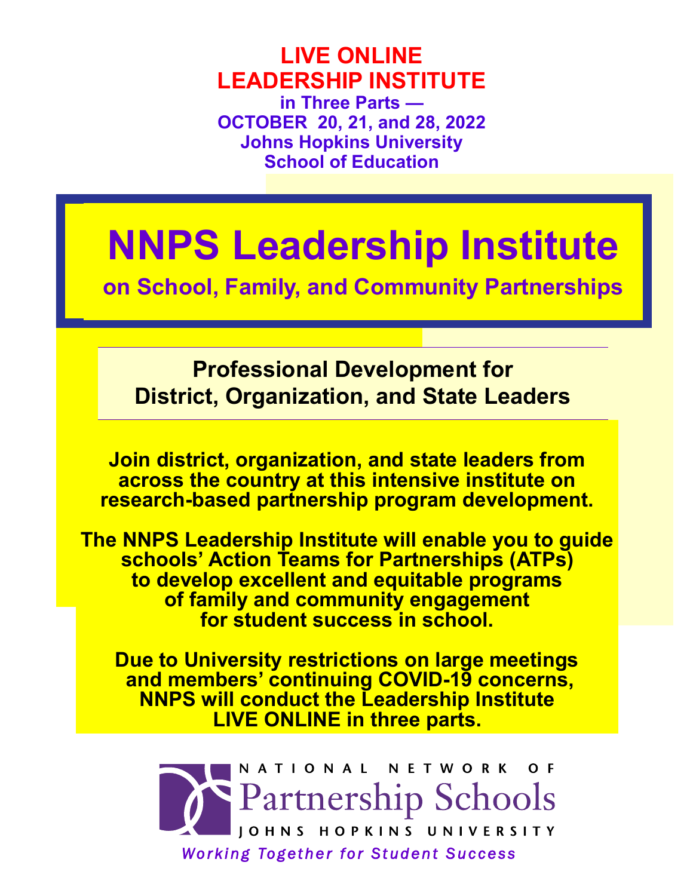**LIVE ONLINE**
**LEADERSHIP INSTITUTE**

**in Three Parts —**
**OCTOBER 20, 21, and 28, 2022**
**Johns Hopkins University**
**School of Education**

# NNPS Leadership Institute

## on School, Family, and Community Partnerships

### Professional Development for District, Organization, and State Leaders

**Join district, organization, and state leaders from across the country at this intensive institute on research-based partnership program development.**

**The NNPS Leadership Institute will enable you to guide schools' Action Teams for Partnerships (ATPs) to develop excellent and equitable programs of family and community engagement for student success in school.**

**Due to University restrictions on large meetings and members' continuing COVID-19 concerns, NNPS will conduct the Leadership Institute LIVE ONLINE in three parts.**

NATIONAL NETWORK OF
Partnership Schools
JOHNS HOPKINS UNIVERSITY

*Working Together for Student Success*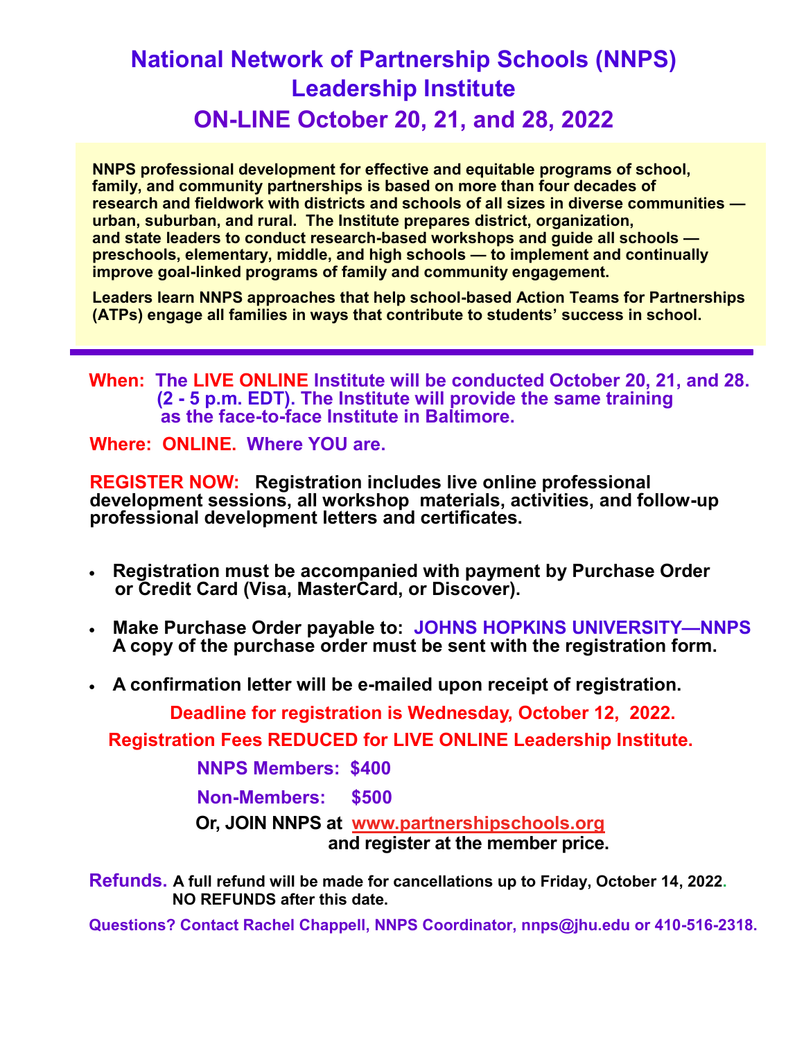# National Network of Partnership Schools (NNPS) Leadership Institute

## ON-LINE October 20, 21, and 28, 2022

**NNPS professional development for effective and equitable programs of school, family, and community partnerships is based on more than four decades of research and fieldwork with districts and schools of all sizes in diverse communities — urban, suburban, and rural. The Institute prepares district, organization, and state leaders to conduct research-based workshops and guide all schools — preschools, elementary, middle, and high schools — to implement and continually improve goal-linked programs of family and community engagement.**

**Leaders learn NNPS approaches that help school-based Action Teams for Partnerships (ATPs) engage all families in ways that contribute to students' success in school.**

---

**When:** The **LIVE ONLINE** Institute will be conducted October 20, 21, and 28. (2 - 5 p.m. EDT). The Institute will provide the same training as the face-to-face Institute in Baltimore.

**Where:** **ONLINE.** Where YOU are.

**REGISTER NOW:** Registration includes live online professional development sessions, all workshop materials, activities, and follow-up professional development letters and certificates.

- Registration must be accompanied with payment by Purchase Order or Credit Card (Visa, MasterCard, or Discover).
- Make Purchase Order payable to: **JOHNS HOPKINS UNIVERSITY—NNPS** A copy of the purchase order must be sent with the registration form.
- A confirmation letter will be e-mailed upon receipt of registration.

**Deadline for registration is Wednesday, October 12, 2022.**

**Registration Fees REDUCED for LIVE ONLINE Leadership Institute.**

**NNPS Members: $400**

**Non-Members: $500**

**Or, JOIN NNPS at www.partnershipschools.org and register at the member price.**

**Refunds.** A full refund will be made for cancellations up to Friday, October 14, 2022. NO REFUNDS after this date.

**Questions? Contact Rachel Chappell, NNPS Coordinator, nnps@jhu.edu or 410-516-2318.**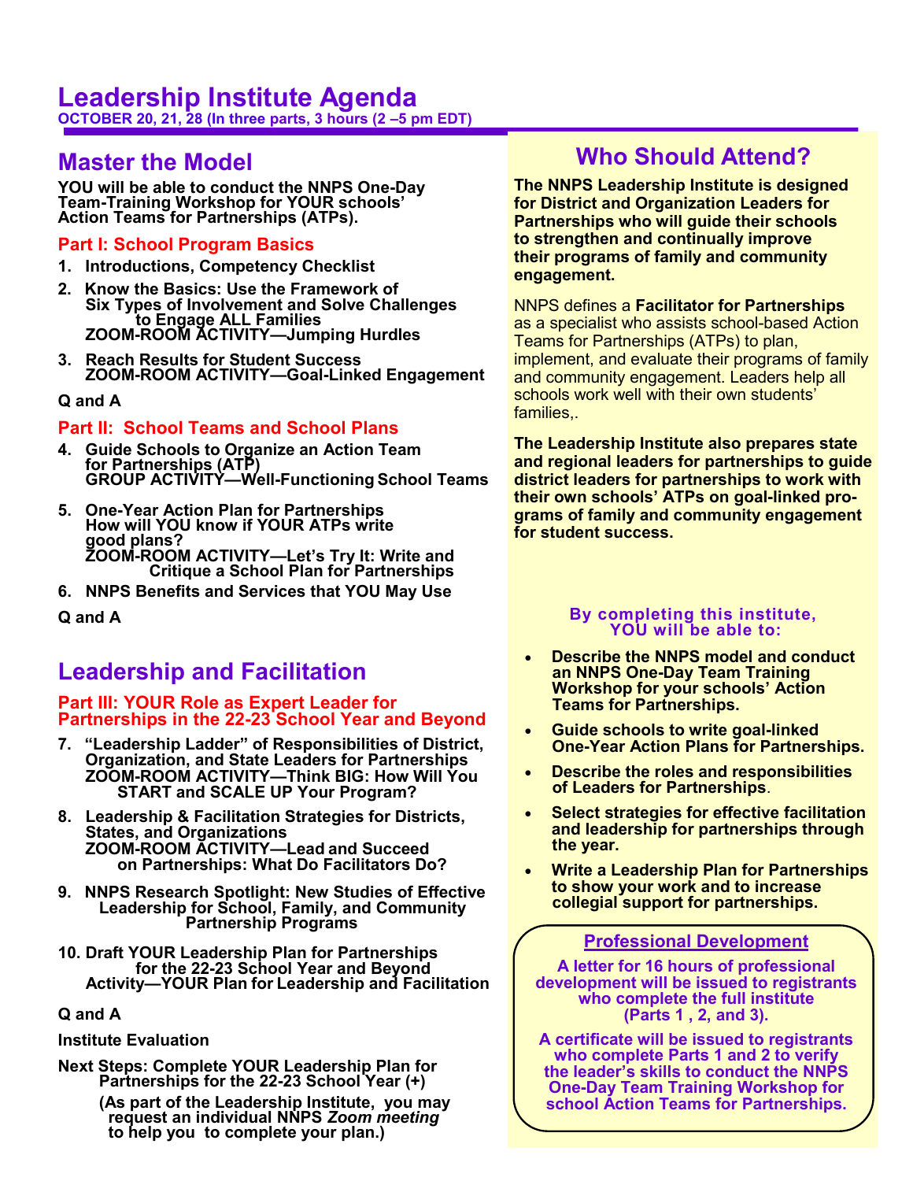# Leadership Institute Agenda

**OCTOBER 20, 21, 28 (In three parts, 3 hours (2 –5 pm EDT)**

## Master the Model

**YOU will be able to conduct the NNPS One-Day Team-Training Workshop for YOUR schools' Action Teams for Partnerships (ATPs).**

### Part I: School Program Basics

1. **Introductions, Competency Checklist**
2. **Know the Basics: Use the Framework of Six Types of Involvement and Solve Challenges to Engage ALL Families**
   **ZOOM-ROOM ACTIVITY—Jumping Hurdles**
3. **Reach Results for Student Success**
   **ZOOM-ROOM ACTIVITY—Goal-Linked Engagement**

**Q and A**

### Part II: School Teams and School Plans

4. **Guide Schools to Organize an Action Team for Partnerships (ATP)**
   **GROUP ACTIVITY—Well-Functioning School Teams**
5. **One-Year Action Plan for Partnerships**
   **How will YOU know if YOUR ATPs write good plans?**
   **ZOOM-ROOM ACTIVITY—Let's Try It: Write and Critique a School Plan for Partnerships**
6. **NNPS Benefits and Services that YOU May Use**

**Q and A**

## Leadership and Facilitation

### Part III: YOUR Role as Expert Leader for Partnerships in the 22-23 School Year and Beyond

7. **"Leadership Ladder" of Responsibilities of District, Organization, and State Leaders for Partnerships**
   **ZOOM-ROOM ACTIVITY—Think BIG: How Will You START and SCALE UP Your Program?**
8. **Leadership & Facilitation Strategies for Districts, States, and Organizations**
   **ZOOM-ROOM ACTIVITY—Lead and Succeed on Partnerships: What Do Facilitators Do?**
9. **NNPS Research Spotlight: New Studies of Effective Leadership for School, Family, and Community Partnership Programs**
10. **Draft YOUR Leadership Plan for Partnerships for the 22-23 School Year and Beyond**
    **Activity—YOUR Plan for Leadership and Facilitation**

**Q and A**

**Institute Evaluation**

**Next Steps: Complete YOUR Leadership Plan for Partnerships for the 22-23 School Year (+)**

**(As part of the Leadership Institute, you may request an individual NNPS *Zoom meeting* to help you to complete your plan.)**

## Who Should Attend?

**The NNPS Leadership Institute is designed for District and Organization Leaders for Partnerships who will guide their schools to strengthen and continually improve their programs of family and community engagement.**

NNPS defines a **Facilitator for Partnerships** as a specialist who assists school-based Action Teams for Partnerships (ATPs) to plan, implement, and evaluate their programs of family and community engagement. Leaders help all schools work well with their own students' families,.

**The Leadership Institute also prepares state and regional leaders for partnerships to guide district leaders for partnerships to work with their own schools' ATPs on goal-linked programs of family and community engagement for student success.**

**By completing this institute, YOU will be able to:**

- **Describe the NNPS model and conduct an NNPS One-Day Team Training Workshop for your schools' Action Teams for Partnerships.**
- **Guide schools to write goal-linked One-Year Action Plans for Partnerships.**
- **Describe the roles and responsibilities of Leaders for Partnerships.**
- **Select strategies for effective facilitation and leadership for partnerships through the year.**
- **Write a Leadership Plan for Partnerships to show your work and to increase collegial support for partnerships.**

**Professional Development**

**A letter for 16 hours of professional development will be issued to registrants who complete the full institute (Parts 1 , 2, and 3).**

**A certificate will be issued to registrants who complete Parts 1 and 2 to verify the leader's skills to conduct the NNPS One-Day Team Training Workshop for school Action Teams for Partnerships.**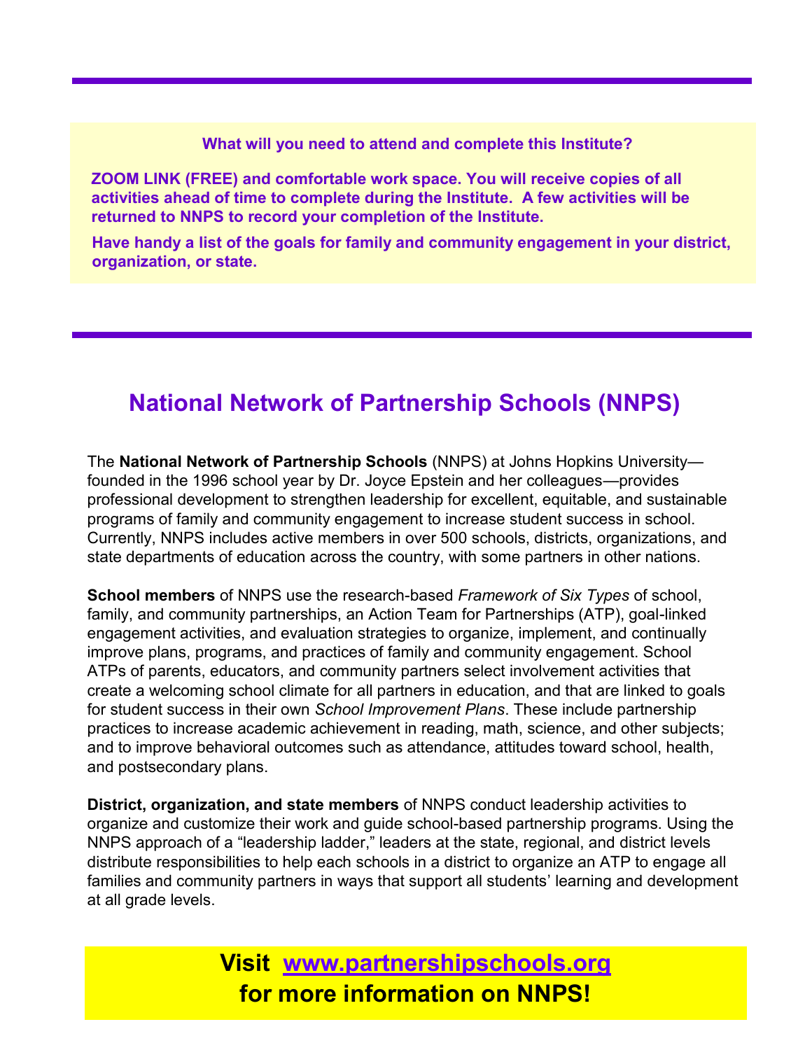**What will you need to attend and complete this Institute?**

**ZOOM LINK (FREE) and comfortable work space. You will receive copies of all activities ahead of time to complete during the Institute. A few activities will be returned to NNPS to record your completion of the Institute.**

**Have handy a list of the goals for family and community engagement in your district, organization, or state.**

## National Network of Partnership Schools (NNPS)

The **National Network of Partnership Schools** (NNPS) at Johns Hopkins University—founded in the 1996 school year by Dr. Joyce Epstein and her colleagues—provides professional development to strengthen leadership for excellent, equitable, and sustainable programs of family and community engagement to increase student success in school. Currently, NNPS includes active members in over 500 schools, districts, organizations, and state departments of education across the country, with some partners in other nations.

**School members** of NNPS use the research-based *Framework of Six Types* of school, family, and community partnerships, an Action Team for Partnerships (ATP), goal-linked engagement activities, and evaluation strategies to organize, implement, and continually improve plans, programs, and practices of family and community engagement. School ATPs of parents, educators, and community partners select involvement activities that create a welcoming school climate for all partners in education, and that are linked to goals for student success in their own *School Improvement Plans*. These include partnership practices to increase academic achievement in reading, math, science, and other subjects; and to improve behavioral outcomes such as attendance, attitudes toward school, health, and postsecondary plans.

**District, organization, and state members** of NNPS conduct leadership activities to organize and customize their work and guide school-based partnership programs. Using the NNPS approach of a "leadership ladder," leaders at the state, regional, and district levels distribute responsibilities to help each schools in a district to organize an ATP to engage all families and community partners in ways that support all students' learning and development at all grade levels.

**Visit [www.partnershipschools.org](http://www.partnershipschools.org) for more information on NNPS!**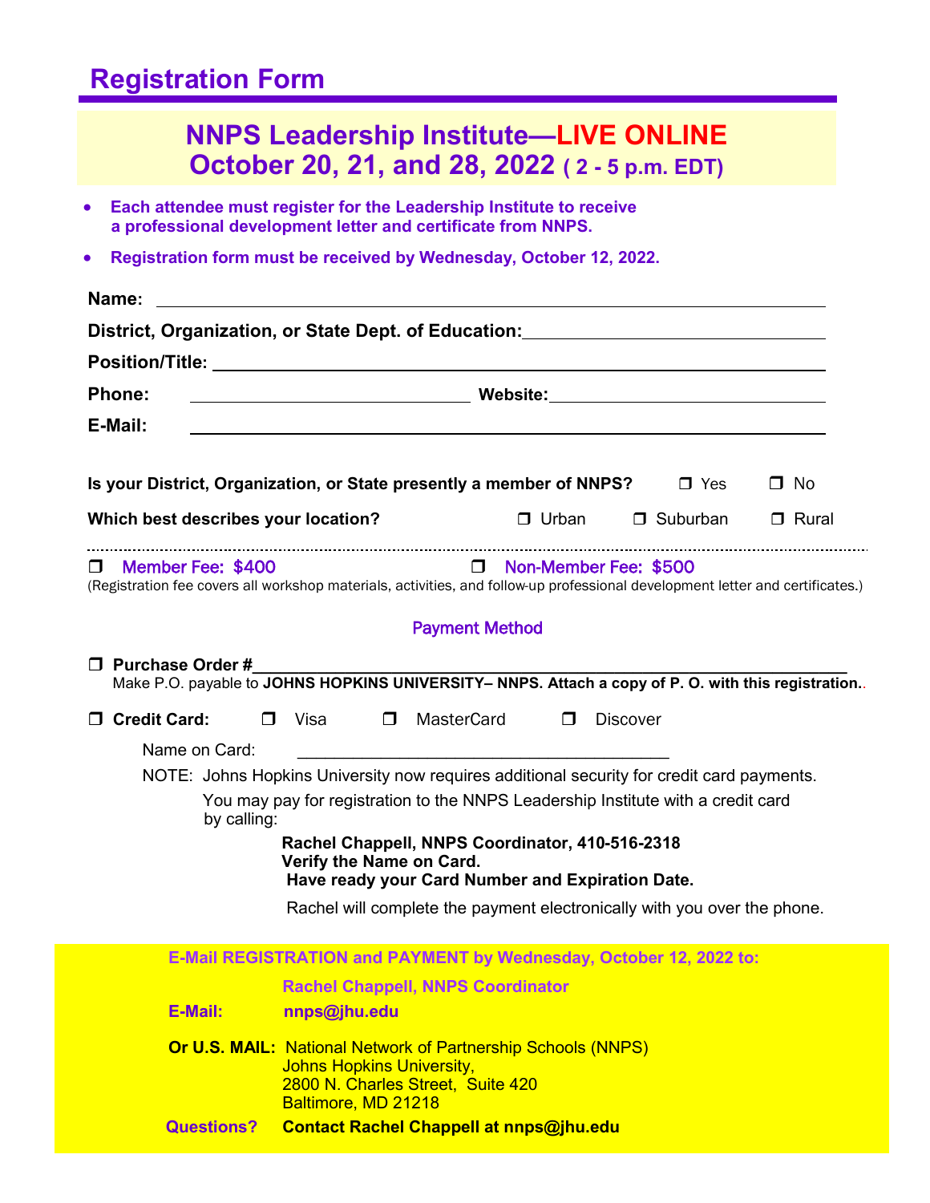# Registration Form

## NNPS Leadership Institute—LIVE ONLINE
## October 20, 21, and 28, 2022 ( 2 - 5 p.m. EDT)

- **Each attendee must register for the Leadership Institute to receive a professional development letter and certificate from NNPS.**
- **Registration form must be received by Wednesday, October 12, 2022.**

**Name:** ____________________________________________

**District, Organization, or State Dept. of Education:** ____________________

**Position/Title:** ____________________________________________

**Phone:** ____________________ **Website:** ____________________

**E-Mail:** ____________________________________________

**Is your District, Organization, or State presently a member of NNPS?** ❐ Yes ❐ No

**Which best describes your location?** ❐ Urban ❐ Suburban ❐ Rural

---

❐ Member Fee: $400 ❐ Non-Member Fee: $500

(Registration fee covers all workshop materials, activities, and follow-up professional development letter and certificates.)

### Payment Method

❐ **Purchase Order #**____________________________________________

Make P.O. payable to **JOHNS HOPKINS UNIVERSITY– NNPS. Attach a copy of P. O. with this registration.**

❐ **Credit Card:** ❐ Visa ❐ MasterCard ❐ Discover

Name on Card: ________________________________

NOTE: Johns Hopkins University now requires additional security for credit card payments. You may pay for registration to the NNPS Leadership Institute with a credit card by calling:

**Rachel Chappell, NNPS Coordinator, 410-516-2318**
**Verify the Name on Card.**
**Have ready your Card Number and Expiration Date.**

Rachel will complete the payment electronically with you over the phone.

**E-Mail REGISTRATION and PAYMENT by Wednesday, October 12, 2022 to:**

**Rachel Chappell, NNPS Coordinator**

**E-Mail:** **nnps@jhu.edu**

**Or U.S. MAIL:** National Network of Partnership Schools (NNPS)
Johns Hopkins University,
2800 N. Charles Street, Suite 420
Baltimore, MD 21218

**Questions?** **Contact Rachel Chappell at nnps@jhu.edu**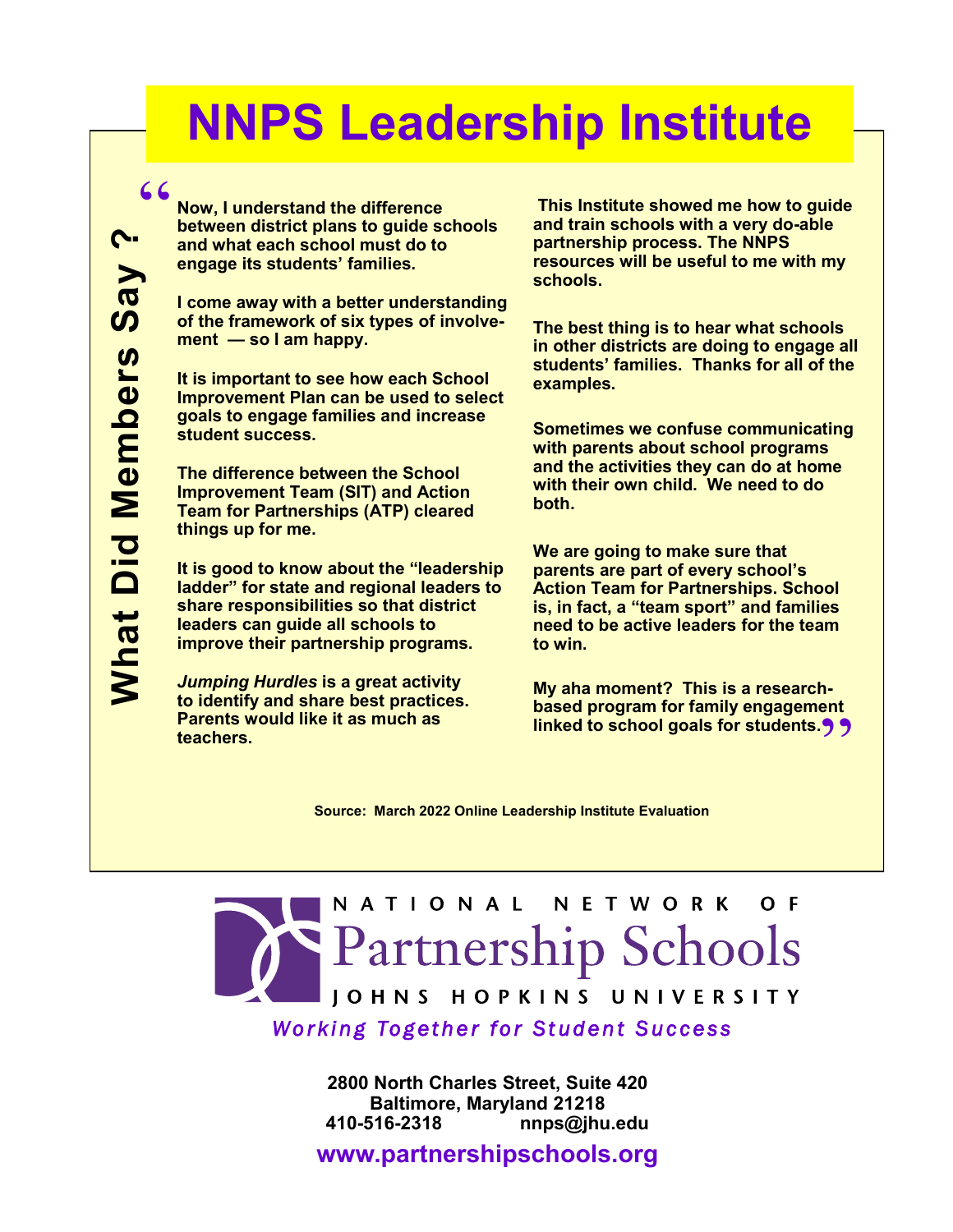# NNPS Leadership Institute

## What Did Members Say ?

"Now, I understand the difference between district plans to guide schools and what each school must do to engage its students' families.

I come away with a better understanding of the framework of six types of involvement — so I am happy.

It is important to see how each School Improvement Plan can be used to select goals to engage families and increase student success.

The difference between the School Improvement Team (SIT) and Action Team for Partnerships (ATP) cleared things up for me.

It is good to know about the "leadership ladder" for state and regional leaders to share responsibilities so that district leaders can guide all schools to improve their partnership programs.

*Jumping Hurdles* is a great activity to identify and share best practices. Parents would like it as much as teachers.

This Institute showed me how to guide and train schools with a very do-able partnership process. The NNPS resources will be useful to me with my schools.

The best thing is to hear what schools in other districts are doing to engage all students' families. Thanks for all of the examples.

Sometimes we confuse communicating with parents about school programs and the activities they can do at home with their own child. We need to do both.

We are going to make sure that parents are part of every school's Action Team for Partnerships. School is, in fact, a "team sport" and families need to be active leaders for the team to win.

My aha moment? This is a research-based program for family engagement linked to school goals for students."

**Source: March 2022 Online Leadership Institute Evaluation**

NATIONAL NETWORK OF
Partnership Schools
JOHNS HOPKINS UNIVERSITY

*Working Together for Student Success*

**2800 North Charles Street, Suite 420**
**Baltimore, Maryland 21218**
**410-516-2318 nnps@jhu.edu**

**www.partnershipschools.org**